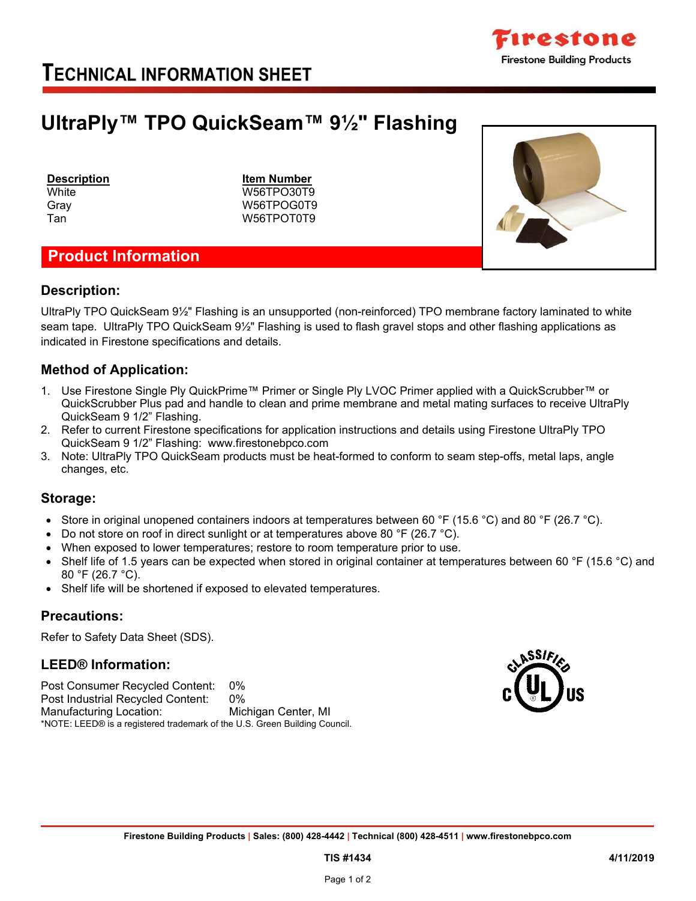# TECHNICAL INFORMATION SHEET

## UltraPly™ TPO QuickSeam™ 9½" Flashing

| Description | Item Number |
|---|---|
| White | W56TPO30T9 |
| Gray | W56TPOG0T9 |
| Tan | W56TPOT0T9 |

## Product Information

### Description:

UltraPly TPO QuickSeam 9½" Flashing is an unsupported (non-reinforced) TPO membrane factory laminated to white seam tape. UltraPly TPO QuickSeam 9½" Flashing is used to flash gravel stops and other flashing applications as indicated in Firestone specifications and details.

### Method of Application:

1. Use Firestone Single Ply QuickPrime™ Primer or Single Ply LVOC Primer applied with a QuickScrubber™ or QuickScrubber Plus pad and handle to clean and prime membrane and metal mating surfaces to receive UltraPly QuickSeam 9 1/2" Flashing.
2. Refer to current Firestone specifications for application instructions and details using Firestone UltraPly TPO QuickSeam 9 1/2" Flashing: www.firestonebpco.com
3. Note: UltraPly TPO QuickSeam products must be heat-formed to conform to seam step-offs, metal laps, angle changes, etc.

### Storage:

- Store in original unopened containers indoors at temperatures between 60 °F (15.6 °C) and 80 °F (26.7 °C).
- Do not store on roof in direct sunlight or at temperatures above 80 °F (26.7 °C).
- When exposed to lower temperatures; restore to room temperature prior to use.
- Shelf life of 1.5 years can be expected when stored in original container at temperatures between 60 °F (15.6 °C) and 80 °F (26.7 °C).
- Shelf life will be shortened if exposed to elevated temperatures.

### Precautions:

Refer to Safety Data Sheet (SDS).

### LEED® Information:

| | |
|---|---|
| Post Consumer Recycled Content: | 0% |
| Post Industrial Recycled Content: | 0% |
| Manufacturing Location: | Michigan Center, MI |

*NOTE: LEED® is a registered trademark of the U.S. Green Building Council.

Firestone Building Products | Sales: (800) 428-4442 | Technical (800) 428-4511 | www.firestonebpco.com

TIS #1434 4/11/2019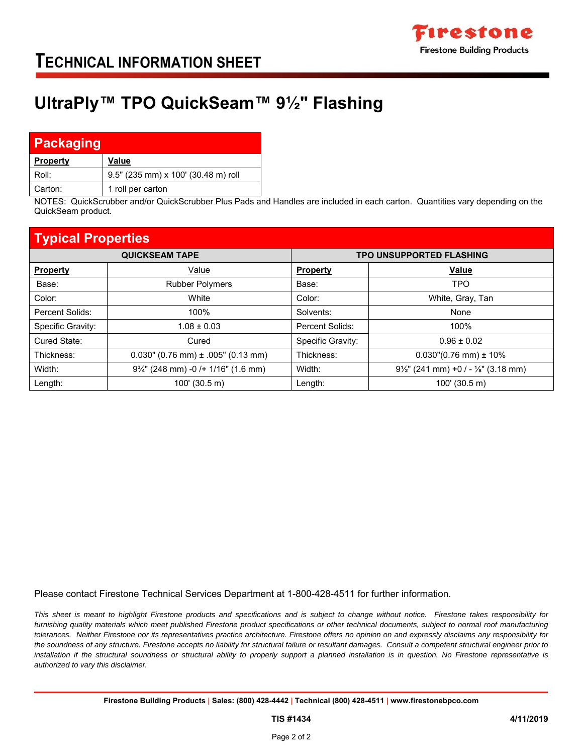# TECHNICAL INFORMATION SHEET

Firestone
Firestone Building Products

# UltraPly™ TPO QuickSeam™ 9½" Flashing

## Packaging

| Property | Value |
| --- | --- |
| Roll: | 9.5" (235 mm) x 100' (30.48 m) roll |
| Carton: | 1 roll per carton |

NOTES: QuickScrubber and/or QuickScrubber Plus Pads and Handles are included in each carton. Quantities vary depending on the QuickSeam product.

## Typical Properties

| QUICKSEAM TAPE | | TPO UNSUPPORTED FLASHING | |
| --- | --- | --- | --- |
| **Property** | Value | **Property** | **Value** |
| Base: | Rubber Polymers | Base: | TPO |
| Color: | White | Color: | White, Gray, Tan |
| Percent Solids: | 100% | Solvents: | None |
| Specific Gravity: | 1.08 ± 0.03 | Percent Solids: | 100% |
| Cured State: | Cured | Specific Gravity: | 0.96 ± 0.02 |
| Thickness: | 0.030" (0.76 mm) ± .005" (0.13 mm) | Thickness: | 0.030"(0.76 mm) ± 10% |
| Width: | 9¾" (248 mm) -0 /+ 1/16" (1.6 mm) | Width: | 9½" (241 mm) +0 / - ⅛" (3.18 mm) |
| Length: | 100' (30.5 m) | Length: | 100' (30.5 m) |

Please contact Firestone Technical Services Department at 1-800-428-4511 for further information.

*This sheet is meant to highlight Firestone products and specifications and is subject to change without notice. Firestone takes responsibility for furnishing quality materials which meet published Firestone product specifications or other technical documents, subject to normal roof manufacturing tolerances. Neither Firestone nor its representatives practice architecture. Firestone offers no opinion on and expressly disclaims any responsibility for the soundness of any structure. Firestone accepts no liability for structural failure or resultant damages. Consult a competent structural engineer prior to installation if the structural soundness or structural ability to properly support a planned installation is in question. No Firestone representative is authorized to vary this disclaimer.*

**Firestone Building Products | Sales: (800) 428-4442 | Technical (800) 428-4511 | www.firestonebpco.com**

**TIS #1434** **4/11/2019**